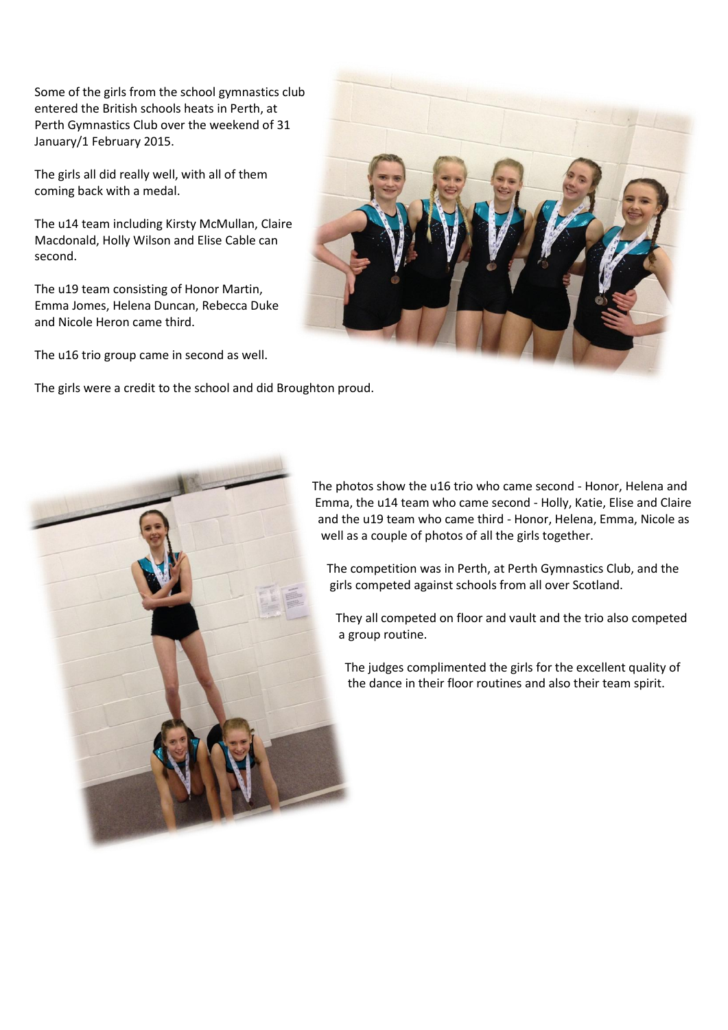Some of the girls from the school gymnastics club entered the British schools heats in Perth, at Perth Gymnastics Club over the weekend of 31 January/1 February 2015.

The girls all did really well, with all of them coming back with a medal.

The u14 team including Kirsty McMullan, Claire Macdonald, Holly Wilson and Elise Cable can second.

The u19 team consisting of Honor Martin, Emma Jomes, Helena Duncan, Rebecca Duke and Nicole Heron came third.

The u16 trio group came in second as well.

The girls were a credit to the school and did Broughton proud.

The photos show the u16 trio who came second - Honor, Helena and Emma, the u14 team who came second - Holly, Katie, Elise and Claire and the u19 team who came third - Honor, Helena, Emma, Nicole as well as a couple of photos of all the girls together.

The competition was in Perth, at Perth Gymnastics Club, and the girls competed against schools from all over Scotland.

They all competed on floor and vault and the trio also competed a group routine.

The judges complimented the girls for the excellent quality of the dance in their floor routines and also their team spirit.